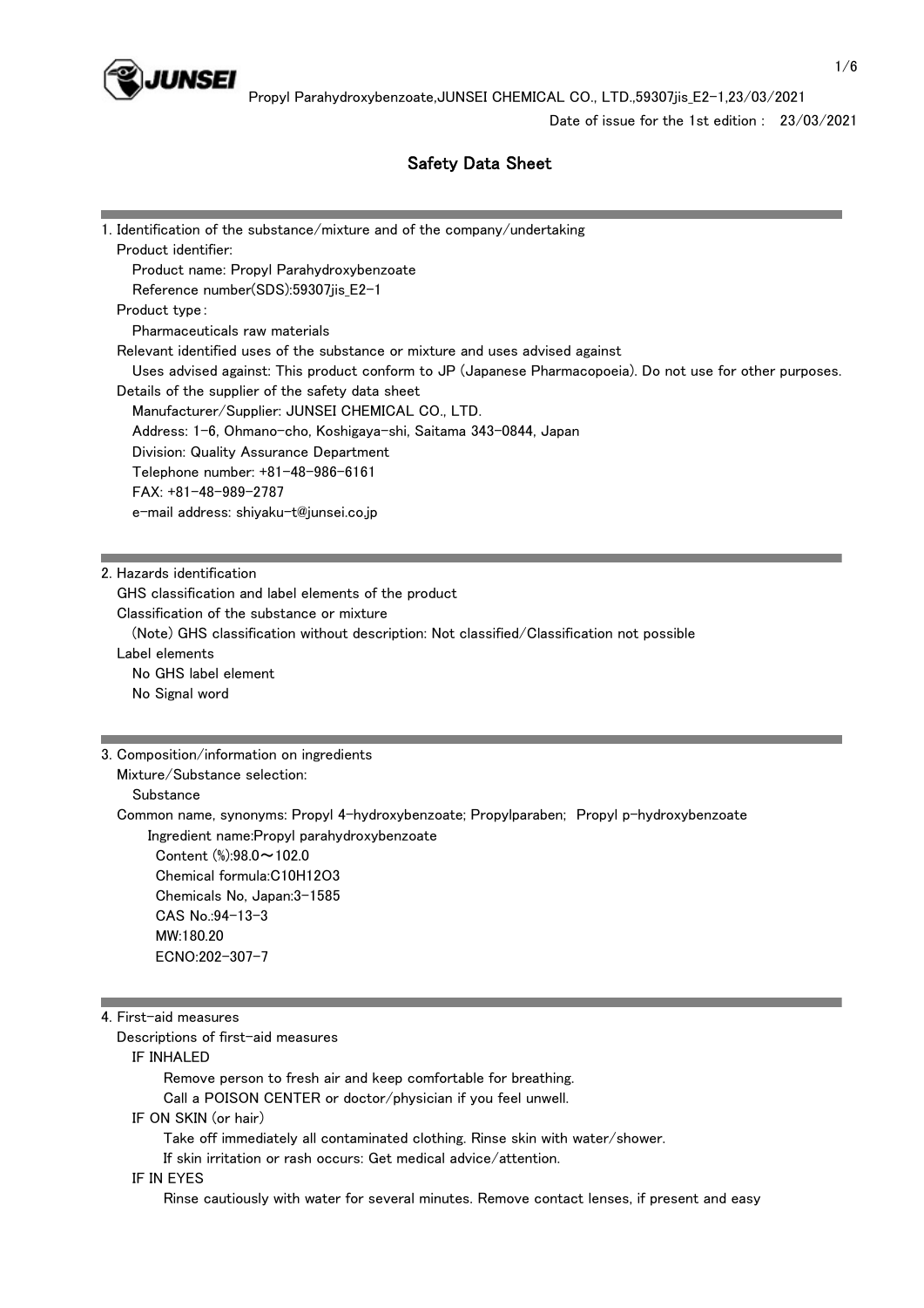Date of issue for the 1st edition : 23/03/2021

# Safety Data Sheet

## 1. Identification of the substance/mixture and of the company/undertaking

Product identifier:

Product name: Propyl Parahydroxybenzoate

Reference number(SDS):59307jis_E2-1

Product type :

Pharmaceuticals raw materials

Relevant identified uses of the substance or mixture and uses advised against

Uses advised against: This product conform to JP (Japanese Pharmacopoeia). Do not use for other purposes.

Details of the supplier of the safety data sheet

Manufacturer/Supplier: JUNSEI CHEMICAL CO., LTD.

Address: 1-6, Ohmano-cho, Koshigaya-shi, Saitama 343-0844, Japan

Division: Quality Assurance Department

Telephone number: +81-48-986-6161

FAX: +81-48-989-2787

e-mail address: shiyaku-t@junsei.co.jp

## 2. Hazards identification

GHS classification and label elements of the product

Classification of the substance or mixture

(Note) GHS classification without description: Not classified/Classification not possible

Label elements

No GHS label element

No Signal word

## 3. Composition/information on ingredients

Mixture/Substance selection:

Substance

Common name, synonyms: Propyl 4-hydroxybenzoate; Propylparaben; Propyl p-hydroxybenzoate

Ingredient name:Propyl parahydroxybenzoate

Content (%):98.0～102.0

Chemical formula:$C_{10}H_{12}O_3$

Chemicals No, Japan:3-1585

CAS No.:94-13-3

MW:180.20

ECNO:202-307-7

## 4. First-aid measures

Descriptions of first-aid measures

IF INHALED

Remove person to fresh air and keep comfortable for breathing.

Call a POISON CENTER or doctor/physician if you feel unwell.

IF ON SKIN (or hair)

Take off immediately all contaminated clothing. Rinse skin with water/shower.

If skin irritation or rash occurs: Get medical advice/attention.

IF IN EYES

Rinse cautiously with water for several minutes. Remove contact lenses, if present and easy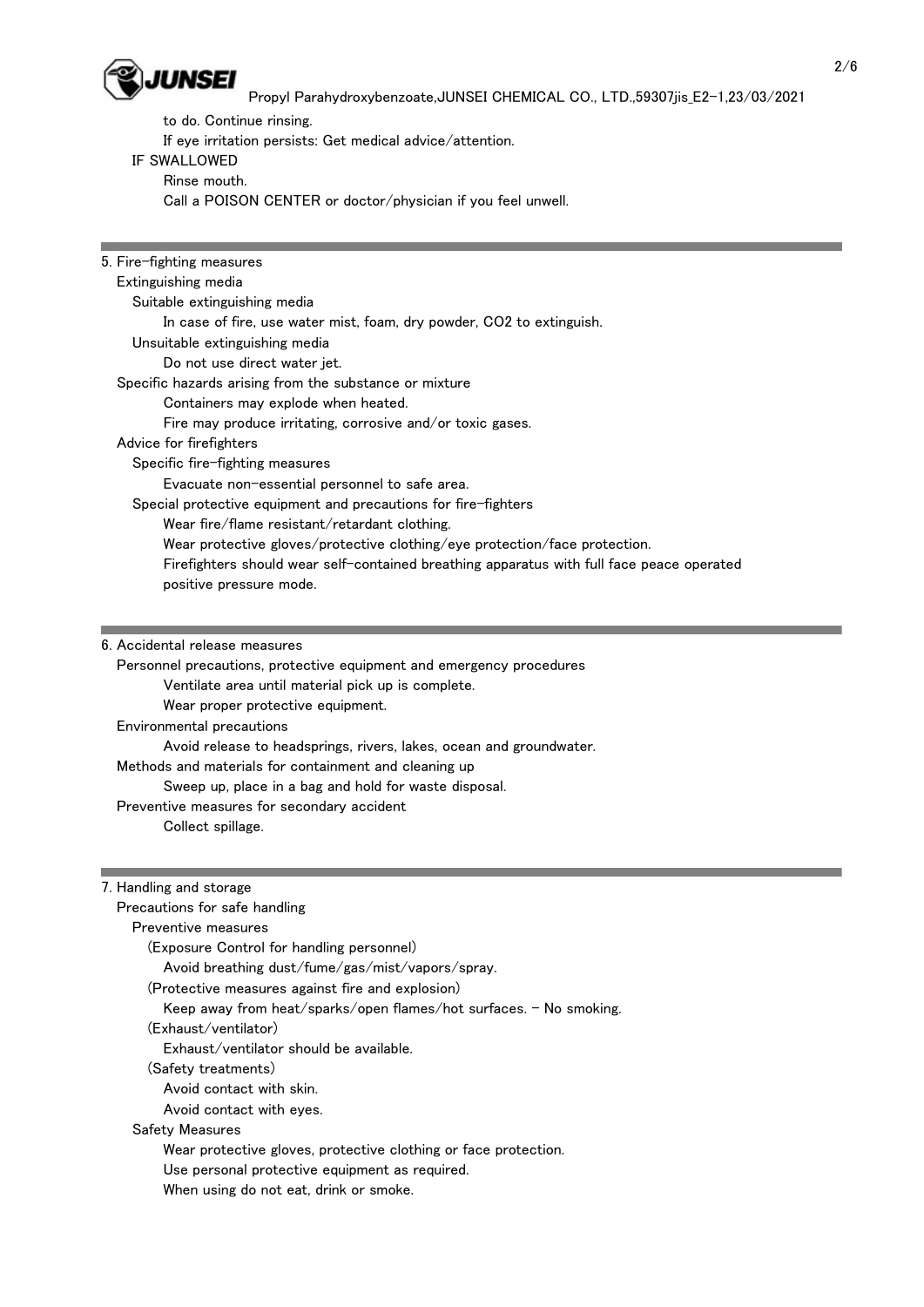to do. Continue rinsing.

If eye irritation persists: Get medical advice/attention.

IF SWALLOWED

Rinse mouth.

Call a POISON CENTER or doctor/physician if you feel unwell.

## 5. Fire-fighting measures

Extinguishing media

Suitable extinguishing media

In case of fire, use water mist, foam, dry powder, $CO_2$ to extinguish.

Unsuitable extinguishing media

Do not use direct water jet.

Specific hazards arising from the substance or mixture

Containers may explode when heated.

Fire may produce irritating, corrosive and/or toxic gases.

Advice for firefighters

Specific fire-fighting measures

Evacuate non-essential personnel to safe area.

Special protective equipment and precautions for fire-fighters

Wear fire/flame resistant/retardant clothing.

Wear protective gloves/protective clothing/eye protection/face protection.

Firefighters should wear self-contained breathing apparatus with full face peace operated positive pressure mode.

## 6. Accidental release measures

Personnel precautions, protective equipment and emergency procedures

Ventilate area until material pick up is complete.

Wear proper protective equipment.

Environmental precautions

Avoid release to headsprings, rivers, lakes, ocean and groundwater.

Methods and materials for containment and cleaning up

Sweep up, place in a bag and hold for waste disposal.

Preventive measures for secondary accident

Collect spillage.

## 7. Handling and storage

Precautions for safe handling

Preventive measures

(Exposure Control for handling personnel)

Avoid breathing dust/fume/gas/mist/vapors/spray.

(Protective measures against fire and explosion)

Keep away from heat/sparks/open flames/hot surfaces. - No smoking.

(Exhaust/ventilator)

Exhaust/ventilator should be available.

(Safety treatments)

Avoid contact with skin.

Avoid contact with eyes.

Safety Measures

Wear protective gloves, protective clothing or face protection.

Use personal protective equipment as required.

When using do not eat, drink or smoke.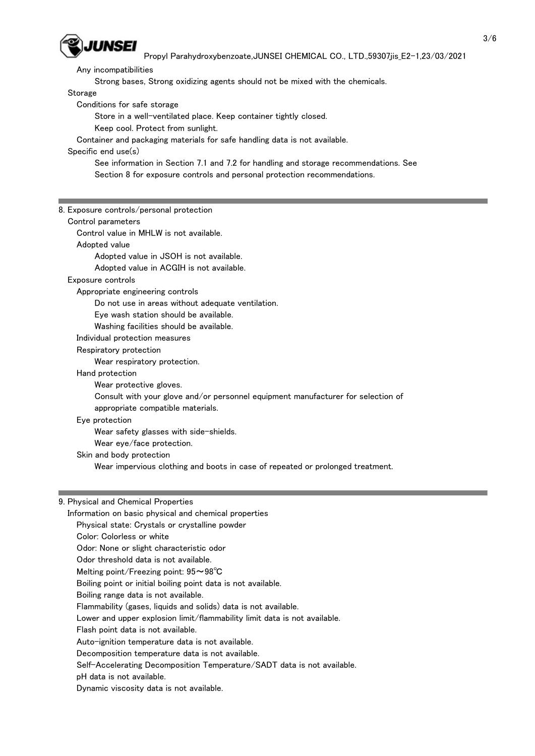Any incompatibilities

Strong bases, Strong oxidizing agents should not be mixed with the chemicals.

Storage

Conditions for safe storage

Store in a well-ventilated place. Keep container tightly closed.

Keep cool. Protect from sunlight.

Container and packaging materials for safe handling data is not available.

Specific end use(s)

See information in Section 7.1 and 7.2 for handling and storage recommendations. See Section 8 for exposure controls and personal protection recommendations.

## 8. Exposure controls/personal protection

Control parameters

Control value in MHLW is not available.

Adopted value

Adopted value in JSOH is not available.

Adopted value in ACGIH is not available.

Exposure controls

Appropriate engineering controls

Do not use in areas without adequate ventilation.

Eye wash station should be available.

Washing facilities should be available.

Individual protection measures

Respiratory protection

Wear respiratory protection.

Hand protection

Wear protective gloves.

Consult with your glove and/or personnel equipment manufacturer for selection of appropriate compatible materials.

Eye protection

Wear safety glasses with side-shields.

Wear eye/face protection.

Skin and body protection

Wear impervious clothing and boots in case of repeated or prolonged treatment.

## 9. Physical and Chemical Properties

Information on basic physical and chemical properties

Physical state: Crystals or crystalline powder

Color: Colorless or white

Odor: None or slight characteristic odor

Odor threshold data is not available.

Melting point/Freezing point: 95～98℃

Boiling point or initial boiling point data is not available.

Boiling range data is not available.

Flammability (gases, liquids and solids) data is not available.

Lower and upper explosion limit/flammability limit data is not available.

Flash point data is not available.

Auto-ignition temperature data is not available.

Decomposition temperature data is not available.

Self-Accelerating Decomposition Temperature/SADT data is not available.

pH data is not available.

Dynamic viscosity data is not available.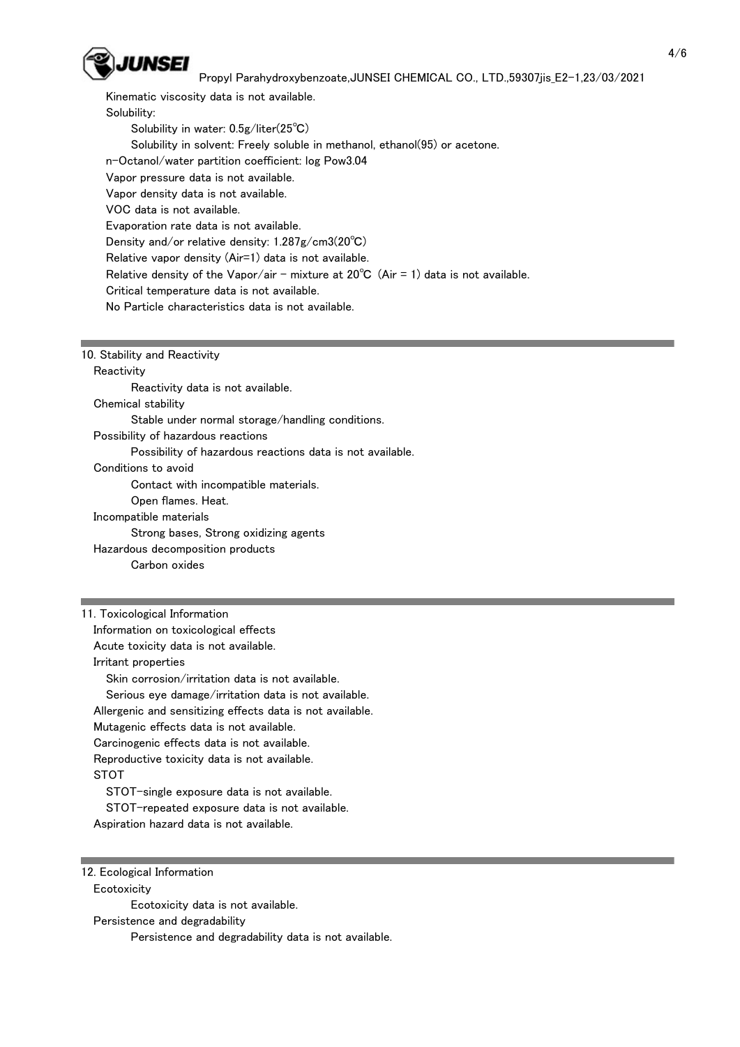Kinematic viscosity data is not available.

Solubility:

Solubility in water: 0.5g/liter(25℃)

Solubility in solvent: Freely soluble in methanol, ethanol(95) or acetone.

n-Octanol/water partition coefficient: log Pow3.04

Vapor pressure data is not available.

Vapor density data is not available.

VOC data is not available.

Evaporation rate data is not available.

Density and/or relative density: 1.287g/cm3(20℃)

Relative vapor density (Air=1) data is not available.

Relative density of the Vapor/air - mixture at 20℃ (Air = 1) data is not available.

Critical temperature data is not available.

No Particle characteristics data is not available.

## 10. Stability and Reactivity

Reactivity

Reactivity data is not available.

Chemical stability

Stable under normal storage/handling conditions.

Possibility of hazardous reactions

Possibility of hazardous reactions data is not available.

Conditions to avoid

Contact with incompatible materials.

Open flames. Heat.

Incompatible materials

Strong bases, Strong oxidizing agents

Hazardous decomposition products

Carbon oxides

## 11. Toxicological Information

Information on toxicological effects

Acute toxicity data is not available.

Irritant properties

Skin corrosion/irritation data is not available.

Serious eye damage/irritation data is not available.

Allergenic and sensitizing effects data is not available.

Mutagenic effects data is not available.

Carcinogenic effects data is not available.

Reproductive toxicity data is not available.

STOT

STOT-single exposure data is not available.

STOT-repeated exposure data is not available.

Aspiration hazard data is not available.

## 12. Ecological Information

Ecotoxicity

Ecotoxicity data is not available.

Persistence and degradability

Persistence and degradability data is not available.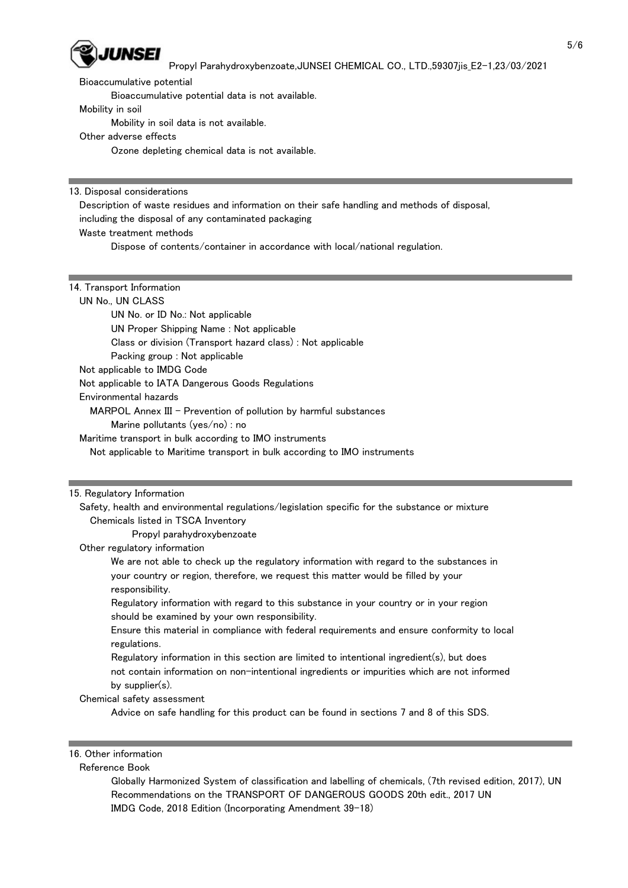Bioaccumulative potential

Bioaccumulative potential data is not available.

Mobility in soil

Mobility in soil data is not available.

Other adverse effects

Ozone depleting chemical data is not available.

## 13. Disposal considerations

Description of waste residues and information on their safe handling and methods of disposal, including the disposal of any contaminated packaging

Waste treatment methods

Dispose of contents/container in accordance with local/national regulation.

## 14. Transport Information

UN No., UN CLASS

UN No. or ID No.: Not applicable

UN Proper Shipping Name : Not applicable

Class or division (Transport hazard class) : Not applicable

Packing group : Not applicable

Not applicable to IMDG Code

Not applicable to IATA Dangerous Goods Regulations

Environmental hazards

MARPOL Annex III - Prevention of pollution by harmful substances

Marine pollutants (yes/no) : no

Maritime transport in bulk according to IMO instruments

Not applicable to Maritime transport in bulk according to IMO instruments

## 15. Regulatory Information

Safety, health and environmental regulations/legislation specific for the substance or mixture

Chemicals listed in TSCA Inventory

Propyl parahydroxybenzoate

Other regulatory information

We are not able to check up the regulatory information with regard to the substances in your country or region, therefore, we request this matter would be filled by your responsibility.

Regulatory information with regard to this substance in your country or in your region should be examined by your own responsibility.

Ensure this material in compliance with federal requirements and ensure conformity to local regulations.

Regulatory information in this section are limited to intentional ingredient(s), but does not contain information on non-intentional ingredients or impurities which are not informed by supplier(s).

Chemical safety assessment

Advice on safe handling for this product can be found in sections 7 and 8 of this SDS.

## 16. Other information

Reference Book

Globally Harmonized System of classification and labelling of chemicals, (7th revised edition, 2017), UN Recommendations on the TRANSPORT OF DANGEROUS GOODS 20th edit., 2017 UN IMDG Code, 2018 Edition (Incorporating Amendment 39-18)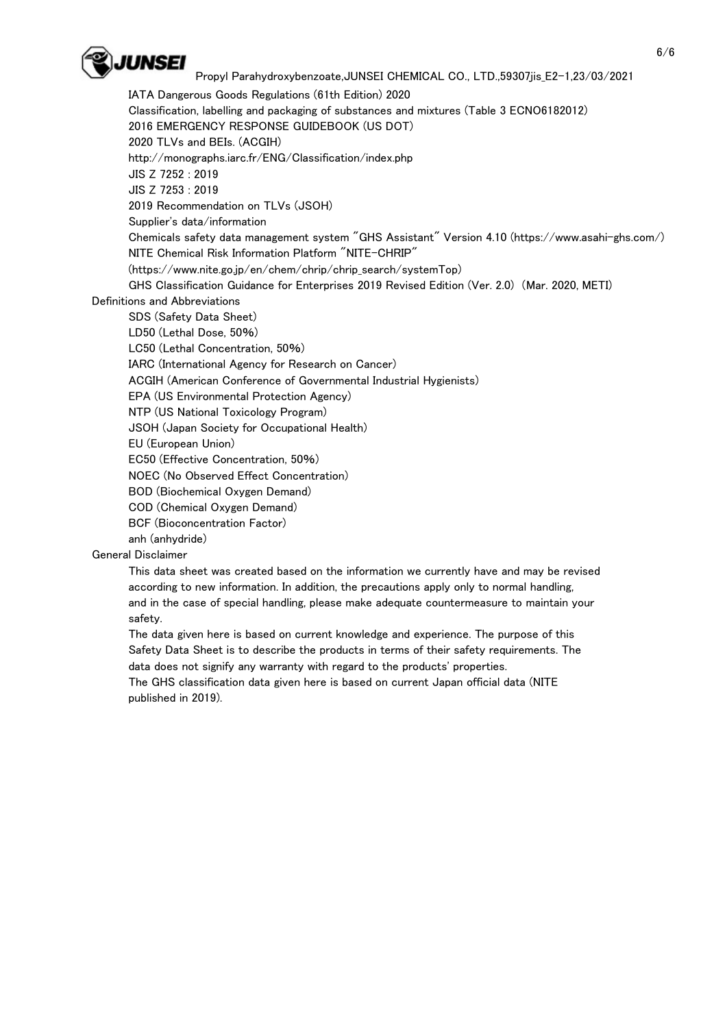IATA Dangerous Goods Regulations (61th Edition) 2020
Classification, labelling and packaging of substances and mixtures (Table 3 ECNO6182012)
2016 EMERGENCY RESPONSE GUIDEBOOK (US DOT)
2020 TLVs and BEIs. (ACGIH)
http://monographs.iarc.fr/ENG/Classification/index.php
JIS Z 7252 : 2019
JIS Z 7253 : 2019
2019 Recommendation on TLVs (JSOH)
Supplier's data/information
Chemicals safety data management system "GHS Assistant" Version 4.10 (https://www.asahi-ghs.com/)
NITE Chemical Risk Information Platform "NITE-CHRIP"
(https://www.nite.go.jp/en/chem/chrip/chrip_search/systemTop)
GHS Classification Guidance for Enterprises 2019 Revised Edition (Ver. 2.0) (Mar. 2020, METI)

Definitions and Abbreviations

SDS (Safety Data Sheet)
LD50 (Lethal Dose, 50%)
LC50 (Lethal Concentration, 50%)
IARC (International Agency for Research on Cancer)
ACGIH (American Conference of Governmental Industrial Hygienists)
EPA (US Environmental Protection Agency)
NTP (US National Toxicology Program)
JSOH (Japan Society for Occupational Health)
EU (European Union)
EC50 (Effective Concentration, 50%)
NOEC (No Observed Effect Concentration)
BOD (Biochemical Oxygen Demand)
COD (Chemical Oxygen Demand)
BCF (Bioconcentration Factor)
anh (anhydride)

General Disclaimer

This data sheet was created based on the information we currently have and may be revised according to new information. In addition, the precautions apply only to normal handling, and in the case of special handling, please make adequate countermeasure to maintain your safety.
The data given here is based on current knowledge and experience. The purpose of this Safety Data Sheet is to describe the products in terms of their safety requirements. The data does not signify any warranty with regard to the products' properties.
The GHS classification data given here is based on current Japan official data (NITE published in 2019).